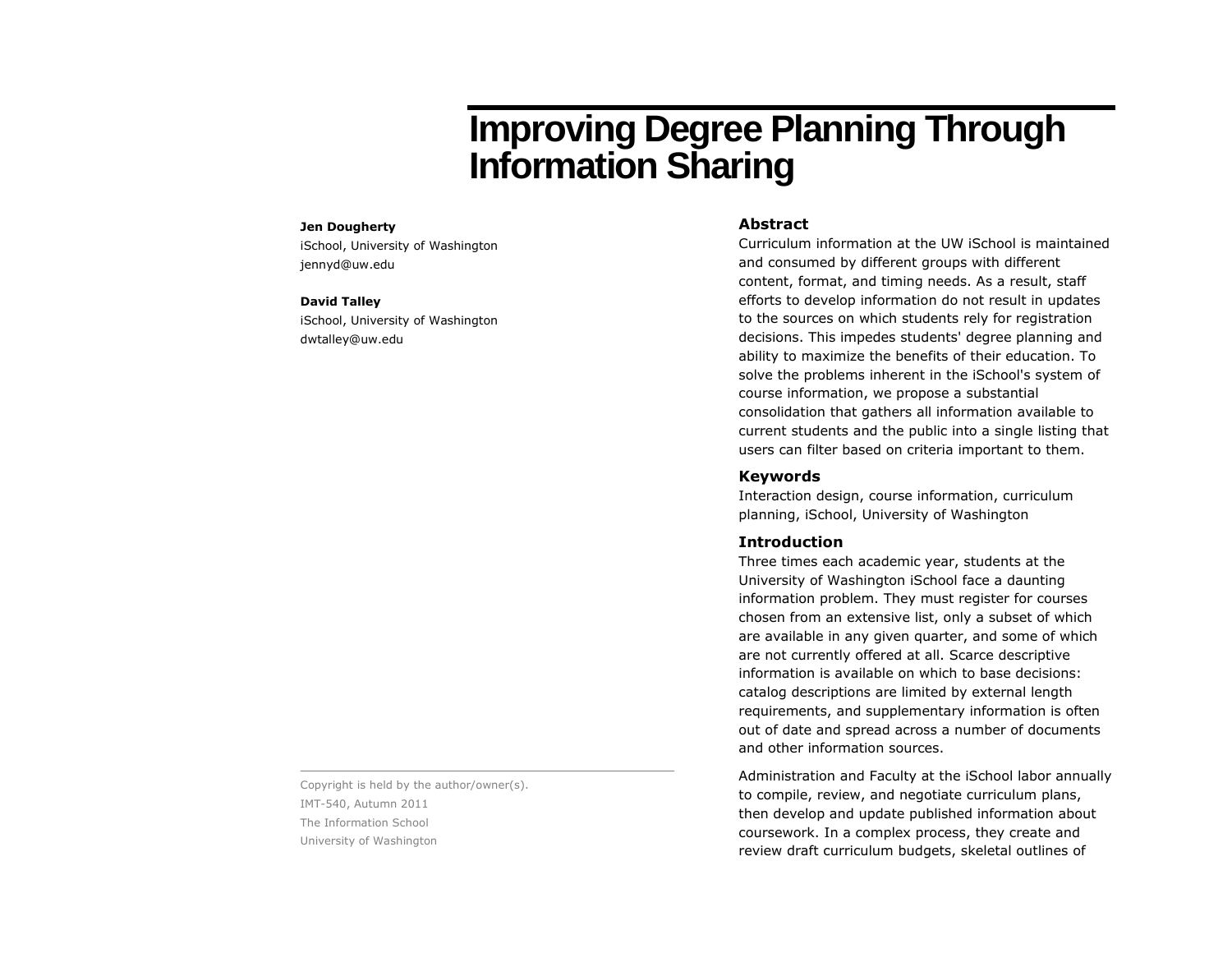# Improving Degree Planning Through Information Sharing

**Jen Dougherty**
iSchool, University of Washington
jennyd@uw.edu

**David Talley**
iSchool, University of Washington
dwtalley@uw.edu

Copyright is held by the author/owner(s).
IMT-540, Autumn 2011
The Information School
University of Washington

## Abstract

Curriculum information at the UW iSchool is maintained and consumed by different groups with different content, format, and timing needs. As a result, staff efforts to develop information do not result in updates to the sources on which students rely for registration decisions. This impedes students' degree planning and ability to maximize the benefits of their education. To solve the problems inherent in the iSchool's system of course information, we propose a substantial consolidation that gathers all information available to current students and the public into a single listing that users can filter based on criteria important to them.

## Keywords

Interaction design, course information, curriculum planning, iSchool, University of Washington

## Introduction

Three times each academic year, students at the University of Washington iSchool face a daunting information problem. They must register for courses chosen from an extensive list, only a subset of which are available in any given quarter, and some of which are not currently offered at all. Scarce descriptive information is available on which to base decisions: catalog descriptions are limited by external length requirements, and supplementary information is often out of date and spread across a number of documents and other information sources.

Administration and Faculty at the iSchool labor annually to compile, review, and negotiate curriculum plans, then develop and update published information about coursework. In a complex process, they create and review draft curriculum budgets, skeletal outlines of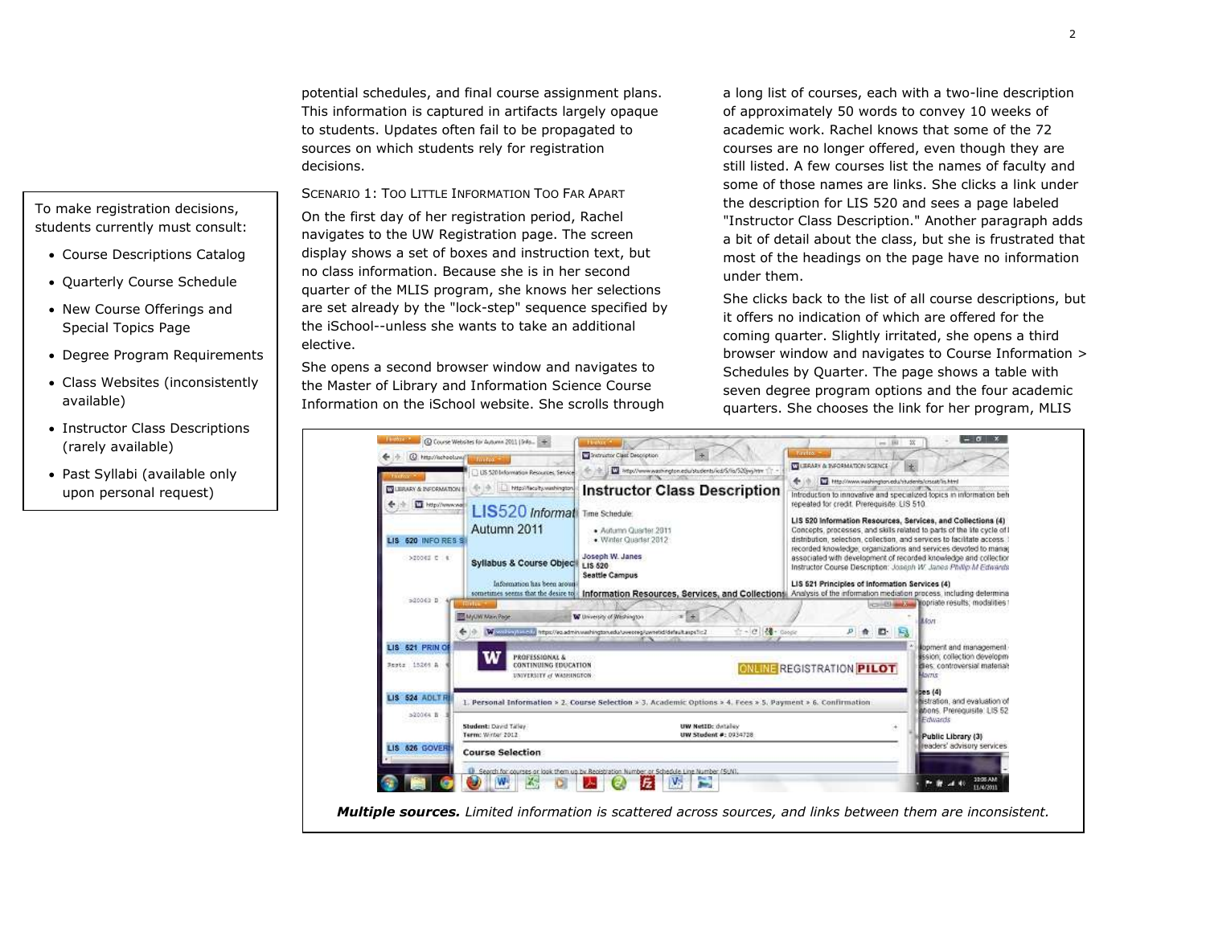potential schedules, and final course assignment plans. This information is captured in artifacts largely opaque to students. Updates often fail to be propagated to sources on which students rely for registration decisions.

To make registration decisions, students currently must consult:

- Course Descriptions Catalog
- Quarterly Course Schedule
- New Course Offerings and Special Topics Page
- Degree Program Requirements
- Class Websites (inconsistently available)
- Instructor Class Descriptions (rarely available)
- Past Syllabi (available only upon personal request)

### Scenario 1: Too Little Information Too Far Apart

On the first day of her registration period, Rachel navigates to the UW Registration page. The screen display shows a set of boxes and instruction text, but no class information. Because she is in her second quarter of the MLIS program, she knows her selections are set already by the "lock-step" sequence specified by the iSchool--unless she wants to take an additional elective.

She opens a second browser window and navigates to the Master of Library and Information Science Course Information on the iSchool website. She scrolls through a long list of courses, each with a two-line description of approximately 50 words to convey 10 weeks of academic work. Rachel knows that some of the 72 courses are no longer offered, even though they are still listed. A few courses list the names of faculty and some of those names are links. She clicks a link under the description for LIS 520 and sees a page labeled "Instructor Class Description." Another paragraph adds a bit of detail about the class, but she is frustrated that most of the headings on the page have no information under them.

She clicks back to the list of all course descriptions, but it offers no indication of which are offered for the coming quarter. Slightly irritated, she opens a third browser window and navigates to Course Information > Schedules by Quarter. The page shows a table with seven degree program options and the four academic quarters. She chooses the link for her program, MLIS

***Multiple sources.*** *Limited information is scattered across sources, and links between them are inconsistent.*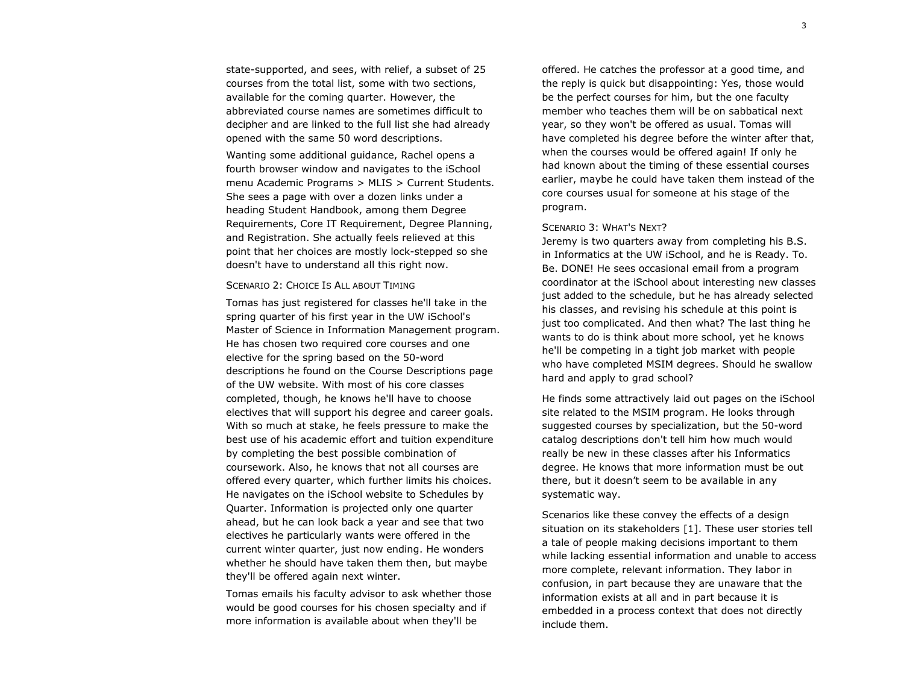state-supported, and sees, with relief, a subset of 25 courses from the total list, some with two sections, available for the coming quarter. However, the abbreviated course names are sometimes difficult to decipher and are linked to the full list she had already opened with the same 50 word descriptions.

Wanting some additional guidance, Rachel opens a fourth browser window and navigates to the iSchool menu Academic Programs > MLIS > Current Students. She sees a page with over a dozen links under a heading Student Handbook, among them Degree Requirements, Core IT Requirement, Degree Planning, and Registration. She actually feels relieved at this point that her choices are mostly lock-stepped so she doesn't have to understand all this right now.

### Scenario 2: Choice Is All about Timing

Tomas has just registered for classes he'll take in the spring quarter of his first year in the UW iSchool's Master of Science in Information Management program. He has chosen two required core courses and one elective for the spring based on the 50-word descriptions he found on the Course Descriptions page of the UW website. With most of his core classes completed, though, he knows he'll have to choose electives that will support his degree and career goals. With so much at stake, he feels pressure to make the best use of his academic effort and tuition expenditure by completing the best possible combination of coursework. Also, he knows that not all courses are offered every quarter, which further limits his choices. He navigates on the iSchool website to Schedules by Quarter. Information is projected only one quarter ahead, but he can look back a year and see that two electives he particularly wants were offered in the current winter quarter, just now ending. He wonders whether he should have taken them then, but maybe they'll be offered again next winter.

Tomas emails his faculty advisor to ask whether those would be good courses for his chosen specialty and if more information is available about when they'll be offered. He catches the professor at a good time, and the reply is quick but disappointing: Yes, those would be the perfect courses for him, but the one faculty member who teaches them will be on sabbatical next year, so they won't be offered as usual. Tomas will have completed his degree before the winter after that, when the courses would be offered again! If only he had known about the timing of these essential courses earlier, maybe he could have taken them instead of the core courses usual for someone at his stage of the program.

### Scenario 3: What's Next?

Jeremy is two quarters away from completing his B.S. in Informatics at the UW iSchool, and he is Ready. To. Be. DONE! He sees occasional email from a program coordinator at the iSchool about interesting new classes just added to the schedule, but he has already selected his classes, and revising his schedule at this point is just too complicated. And then what? The last thing he wants to do is think about more school, yet he knows he'll be competing in a tight job market with people who have completed MSIM degrees. Should he swallow hard and apply to grad school?

He finds some attractively laid out pages on the iSchool site related to the MSIM program. He looks through suggested courses by specialization, but the 50-word catalog descriptions don't tell him how much would really be new in these classes after his Informatics degree. He knows that more information must be out there, but it doesn't seem to be available in any systematic way.

Scenarios like these convey the effects of a design situation on its stakeholders [1]. These user stories tell a tale of people making decisions important to them while lacking essential information and unable to access more complete, relevant information. They labor in confusion, in part because they are unaware that the information exists at all and in part because it is embedded in a process context that does not directly include them.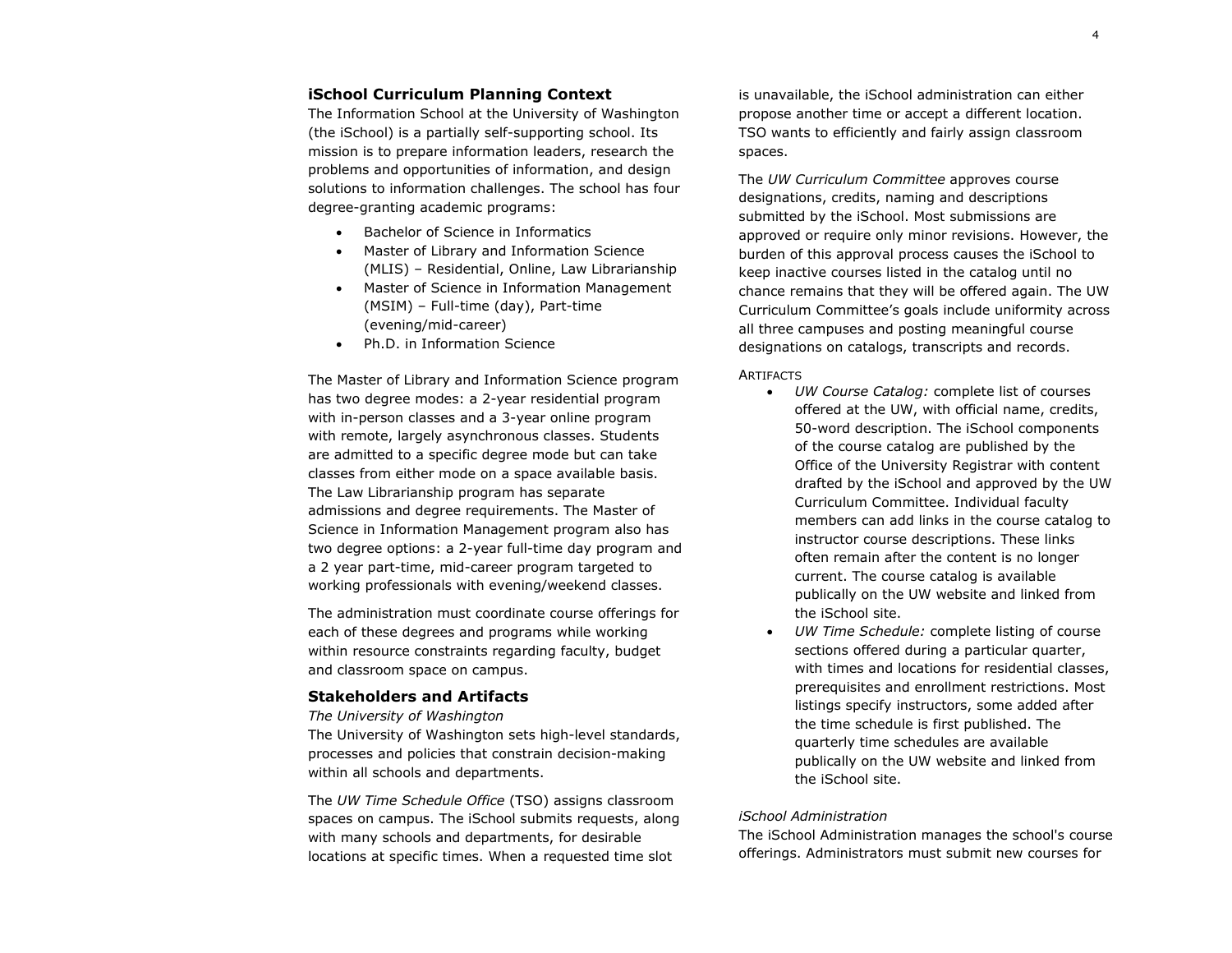### iSchool Curriculum Planning Context

The Information School at the University of Washington (the iSchool) is a partially self-supporting school. Its mission is to prepare information leaders, research the problems and opportunities of information, and design solutions to information challenges. The school has four degree-granting academic programs:

- Bachelor of Science in Informatics
- Master of Library and Information Science (MLIS) – Residential, Online, Law Librarianship
- Master of Science in Information Management (MSIM) – Full-time (day), Part-time (evening/mid-career)
- Ph.D. in Information Science

The Master of Library and Information Science program has two degree modes: a 2-year residential program with in-person classes and a 3-year online program with remote, largely asynchronous classes. Students are admitted to a specific degree mode but can take classes from either mode on a space available basis. The Law Librarianship program has separate admissions and degree requirements. The Master of Science in Information Management program also has two degree options: a 2-year full-time day program and a 2 year part-time, mid-career program targeted to working professionals with evening/weekend classes.

The administration must coordinate course offerings for each of these degrees and programs while working within resource constraints regarding faculty, budget and classroom space on campus.

### Stakeholders and Artifacts

*The University of Washington*

The University of Washington sets high-level standards, processes and policies that constrain decision-making within all schools and departments.

The *UW Time Schedule Office* (TSO) assigns classroom spaces on campus. The iSchool submits requests, along with many schools and departments, for desirable locations at specific times. When a requested time slot is unavailable, the iSchool administration can either propose another time or accept a different location. TSO wants to efficiently and fairly assign classroom spaces.

The *UW Curriculum Committee* approves course designations, credits, naming and descriptions submitted by the iSchool. Most submissions are approved or require only minor revisions. However, the burden of this approval process causes the iSchool to keep inactive courses listed in the catalog until no chance remains that they will be offered again. The UW Curriculum Committee's goals include uniformity across all three campuses and posting meaningful course designations on catalogs, transcripts and records.

ARTIFACTS

- *UW Course Catalog:* complete list of courses offered at the UW, with official name, credits, 50-word description. The iSchool components of the course catalog are published by the Office of the University Registrar with content drafted by the iSchool and approved by the UW Curriculum Committee. Individual faculty members can add links in the course catalog to instructor course descriptions. These links often remain after the content is no longer current. The course catalog is available publically on the UW website and linked from the iSchool site.
- *UW Time Schedule:* complete listing of course sections offered during a particular quarter, with times and locations for residential classes, prerequisites and enrollment restrictions. Most listings specify instructors, some added after the time schedule is first published. The quarterly time schedules are available publically on the UW website and linked from the iSchool site.

*iSchool Administration*

The iSchool Administration manages the school's course offerings. Administrators must submit new courses for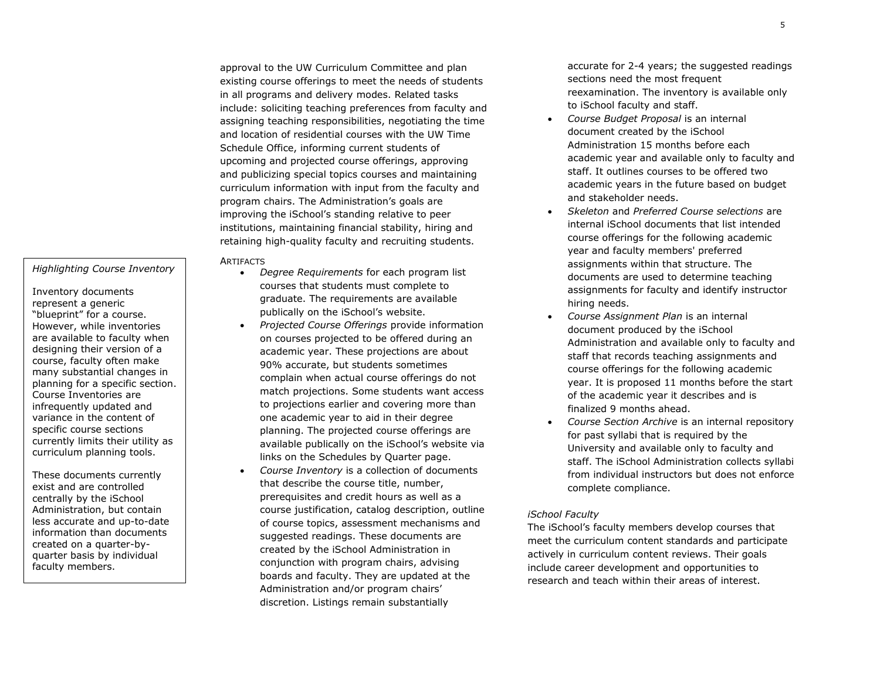approval to the UW Curriculum Committee and plan existing course offerings to meet the needs of students in all programs and delivery modes. Related tasks include: soliciting teaching preferences from faculty and assigning teaching responsibilities, negotiating the time and location of residential courses with the UW Time Schedule Office, informing current students of upcoming and projected course offerings, approving and publicizing special topics courses and maintaining curriculum information with input from the faculty and program chairs. The Administration's goals are improving the iSchool's standing relative to peer institutions, maintaining financial stability, hiring and retaining high-quality faculty and recruiting students.

> *Highlighting Course Inventory*
>
> Inventory documents represent a generic "blueprint" for a course. However, while inventories are available to faculty when designing their version of a course, faculty often make many substantial changes in planning for a specific section. Course Inventories are infrequently updated and variance in the content of specific course sections currently limits their utility as curriculum planning tools.
>
> These documents currently exist and are controlled centrally by the iSchool Administration, but contain less accurate and up-to-date information than documents created on a quarter-by-quarter basis by individual faculty members.

ARTIFACTS

- *Degree Requirements* for each program list courses that students must complete to graduate. The requirements are available publically on the iSchool's website.
- *Projected Course Offerings* provide information on courses projected to be offered during an academic year. These projections are about 90% accurate, but students sometimes complain when actual course offerings do not match projections. Some students want access to projections earlier and covering more than one academic year to aid in their degree planning. The projected course offerings are available publically on the iSchool's website via links on the Schedules by Quarter page.
- *Course Inventory* is a collection of documents that describe the course title, number, prerequisites and credit hours as well as a course justification, catalog description, outline of course topics, assessment mechanisms and suggested readings. These documents are created by the iSchool Administration in conjunction with program chairs, advising boards and faculty. They are updated at the Administration and/or program chairs' discretion. Listings remain substantially accurate for 2-4 years; the suggested readings sections need the most frequent reexamination. The inventory is available only to iSchool faculty and staff.
- *Course Budget Proposal* is an internal document created by the iSchool Administration 15 months before each academic year and available only to faculty and staff. It outlines courses to be offered two academic years in the future based on budget and stakeholder needs.
- *Skeleton* and *Preferred Course selections* are internal iSchool documents that list intended course offerings for the following academic year and faculty members' preferred assignments within that structure. The documents are used to determine teaching assignments for faculty and identify instructor hiring needs.
- *Course Assignment Plan* is an internal document produced by the iSchool Administration and available only to faculty and staff that records teaching assignments and course offerings for the following academic year. It is proposed 11 months before the start of the academic year it describes and is finalized 9 months ahead.
- *Course Section Archive* is an internal repository for past syllabi that is required by the University and available only to faculty and staff. The iSchool Administration collects syllabi from individual instructors but does not enforce complete compliance.

*iSchool Faculty*

The iSchool's faculty members develop courses that meet the curriculum content standards and participate actively in curriculum content reviews. Their goals include career development and opportunities to research and teach within their areas of interest.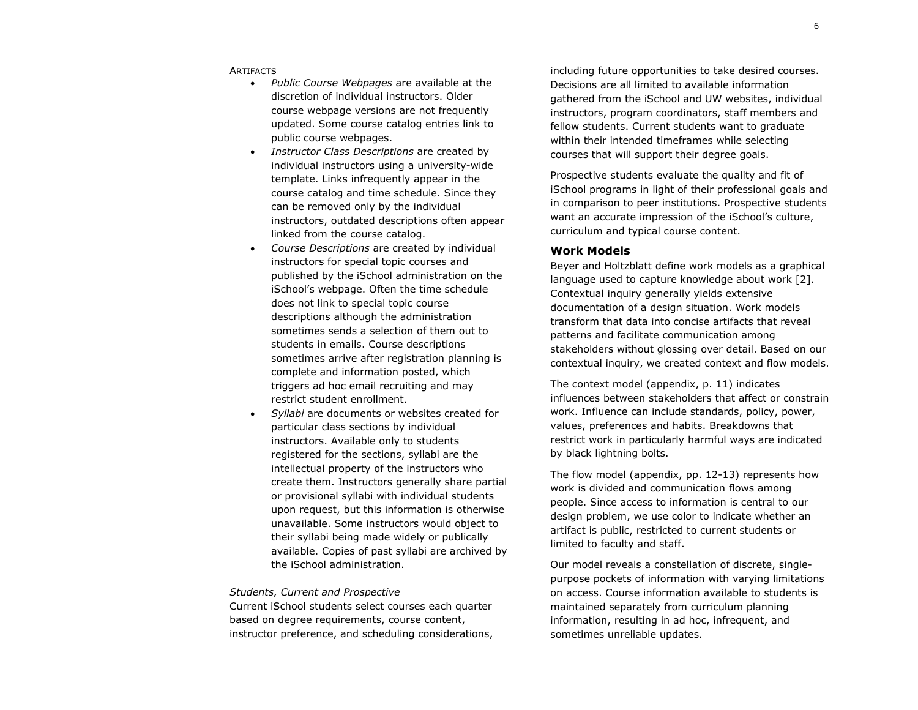ARTIFACTS

- *Public Course Webpages* are available at the discretion of individual instructors. Older course webpage versions are not frequently updated. Some course catalog entries link to public course webpages.
- *Instructor Class Descriptions* are created by individual instructors using a university-wide template. Links infrequently appear in the course catalog and time schedule. Since they can be removed only by the individual instructors, outdated descriptions often appear linked from the course catalog.
- *Course Descriptions* are created by individual instructors for special topic courses and published by the iSchool administration on the iSchool's webpage. Often the time schedule does not link to special topic course descriptions although the administration sometimes sends a selection of them out to students in emails. Course descriptions sometimes arrive after registration planning is complete and information posted, which triggers ad hoc email recruiting and may restrict student enrollment.
- *Syllabi* are documents or websites created for particular class sections by individual instructors. Available only to students registered for the sections, syllabi are the intellectual property of the instructors who create them. Instructors generally share partial or provisional syllabi with individual students upon request, but this information is otherwise unavailable. Some instructors would object to their syllabi being made widely or publically available. Copies of past syllabi are archived by the iSchool administration.

*Students, Current and Prospective*

Current iSchool students select courses each quarter based on degree requirements, course content, instructor preference, and scheduling considerations, including future opportunities to take desired courses. Decisions are all limited to available information gathered from the iSchool and UW websites, individual instructors, program coordinators, staff members and fellow students. Current students want to graduate within their intended timeframes while selecting courses that will support their degree goals.

Prospective students evaluate the quality and fit of iSchool programs in light of their professional goals and in comparison to peer institutions. Prospective students want an accurate impression of the iSchool's culture, curriculum and typical course content.

## Work Models

Beyer and Holtzblatt define work models as a graphical language used to capture knowledge about work [2]. Contextual inquiry generally yields extensive documentation of a design situation. Work models transform that data into concise artifacts that reveal patterns and facilitate communication among stakeholders without glossing over detail. Based on our contextual inquiry, we created context and flow models.

The context model (appendix, p. 11) indicates influences between stakeholders that affect or constrain work. Influence can include standards, policy, power, values, preferences and habits. Breakdowns that restrict work in particularly harmful ways are indicated by black lightning bolts.

The flow model (appendix, pp. 12-13) represents how work is divided and communication flows among people. Since access to information is central to our design problem, we use color to indicate whether an artifact is public, restricted to current students or limited to faculty and staff.

Our model reveals a constellation of discrete, single-purpose pockets of information with varying limitations on access. Course information available to students is maintained separately from curriculum planning information, resulting in ad hoc, infrequent, and sometimes unreliable updates.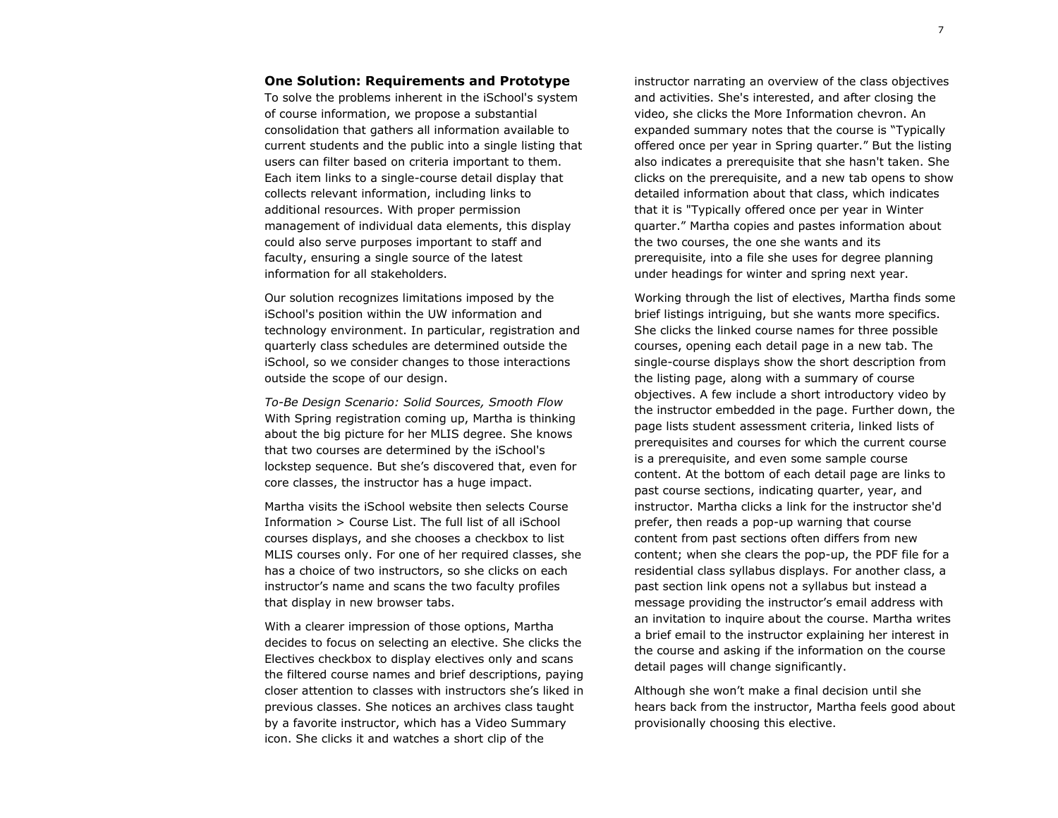## One Solution: Requirements and Prototype

To solve the problems inherent in the iSchool's system of course information, we propose a substantial consolidation that gathers all information available to current students and the public into a single listing that users can filter based on criteria important to them. Each item links to a single-course detail display that collects relevant information, including links to additional resources. With proper permission management of individual data elements, this display could also serve purposes important to staff and faculty, ensuring a single source of the latest information for all stakeholders.

Our solution recognizes limitations imposed by the iSchool's position within the UW information and technology environment. In particular, registration and quarterly class schedules are determined outside the iSchool, so we consider changes to those interactions outside the scope of our design.

*To-Be Design Scenario: Solid Sources, Smooth Flow*

With Spring registration coming up, Martha is thinking about the big picture for her MLIS degree. She knows that two courses are determined by the iSchool's lockstep sequence. But she's discovered that, even for core classes, the instructor has a huge impact.

Martha visits the iSchool website then selects Course Information > Course List. The full list of all iSchool courses displays, and she chooses a checkbox to list MLIS courses only. For one of her required classes, she has a choice of two instructors, so she clicks on each instructor's name and scans the two faculty profiles that display in new browser tabs.

With a clearer impression of those options, Martha decides to focus on selecting an elective. She clicks the Electives checkbox to display electives only and scans the filtered course names and brief descriptions, paying closer attention to classes with instructors she's liked in previous classes. She notices an archives class taught by a favorite instructor, which has a Video Summary icon. She clicks it and watches a short clip of the instructor narrating an overview of the class objectives and activities. She's interested, and after closing the video, she clicks the More Information chevron. An expanded summary notes that the course is "Typically offered once per year in Spring quarter." But the listing also indicates a prerequisite that she hasn't taken. She clicks on the prerequisite, and a new tab opens to show detailed information about that class, which indicates that it is "Typically offered once per year in Winter quarter." Martha copies and pastes information about the two courses, the one she wants and its prerequisite, into a file she uses for degree planning under headings for winter and spring next year.

Working through the list of electives, Martha finds some brief listings intriguing, but she wants more specifics. She clicks the linked course names for three possible courses, opening each detail page in a new tab. The single-course displays show the short description from the listing page, along with a summary of course objectives. A few include a short introductory video by the instructor embedded in the page. Further down, the page lists student assessment criteria, linked lists of prerequisites and courses for which the current course is a prerequisite, and even some sample course content. At the bottom of each detail page are links to past course sections, indicating quarter, year, and instructor. Martha clicks a link for the instructor she'd prefer, then reads a pop-up warning that course content from past sections often differs from new content; when she clears the pop-up, the PDF file for a residential class syllabus displays. For another class, a past section link opens not a syllabus but instead a message providing the instructor's email address with an invitation to inquire about the course. Martha writes a brief email to the instructor explaining her interest in the course and asking if the information on the course detail pages will change significantly.

Although she won't make a final decision until she hears back from the instructor, Martha feels good about provisionally choosing this elective.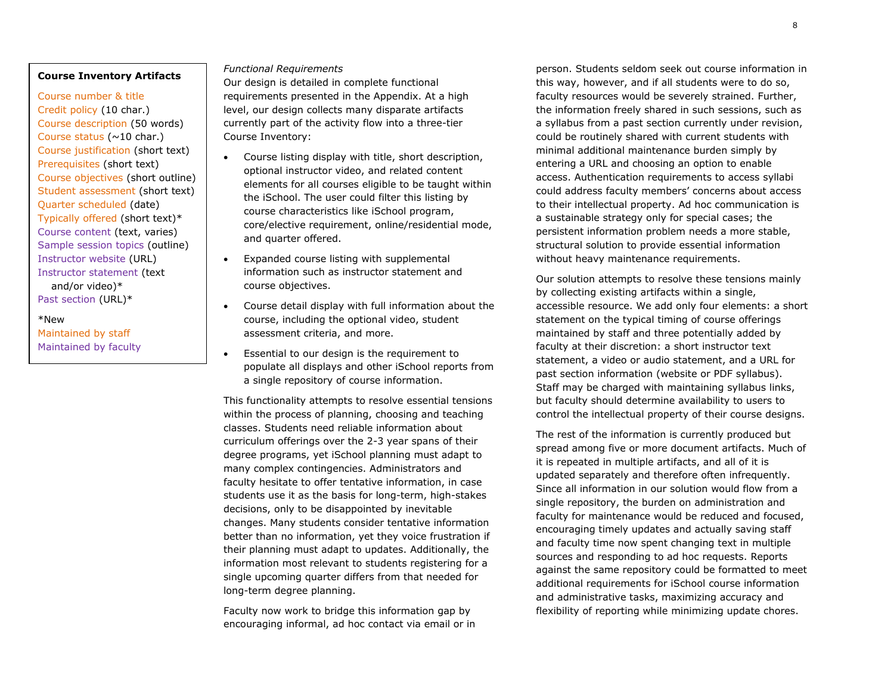**Course Inventory Artifacts**

Course number & title
Credit policy (10 char.)
Course description (50 words)
Course status (~10 char.)
Course justification (short text)
Prerequisites (short text)
Course objectives (short outline)
Student assessment (short text)
Quarter scheduled (date)
Typically offered (short text)*
Course content (text, varies)
Sample session topics (outline)
Instructor website (URL)
Instructor statement (text and/or video)*
Past section (URL)*

*New
Maintained by staff
Maintained by faculty

*Functional Requirements*

Our design is detailed in complete functional requirements presented in the Appendix. At a high level, our design collects many disparate artifacts currently part of the activity flow into a three-tier Course Inventory:

- Course listing display with title, short description, optional instructor video, and related content elements for all courses eligible to be taught within the iSchool. The user could filter this listing by course characteristics like iSchool program, core/elective requirement, online/residential mode, and quarter offered.
- Expanded course listing with supplemental information such as instructor statement and course objectives.
- Course detail display with full information about the course, including the optional video, student assessment criteria, and more.
- Essential to our design is the requirement to populate all displays and other iSchool reports from a single repository of course information.

This functionality attempts to resolve essential tensions within the process of planning, choosing and teaching classes. Students need reliable information about curriculum offerings over the 2-3 year spans of their degree programs, yet iSchool planning must adapt to many complex contingencies. Administrators and faculty hesitate to offer tentative information, in case students use it as the basis for long-term, high-stakes decisions, only to be disappointed by inevitable changes. Many students consider tentative information better than no information, yet they voice frustration if their planning must adapt to updates. Additionally, the information most relevant to students registering for a single upcoming quarter differs from that needed for long-term degree planning.

Faculty now work to bridge this information gap by encouraging informal, ad hoc contact via email or in person. Students seldom seek out course information in this way, however, and if all students were to do so, faculty resources would be severely strained. Further, the information freely shared in such sessions, such as a syllabus from a past section currently under revision, could be routinely shared with current students with minimal additional maintenance burden simply by entering a URL and choosing an option to enable access. Authentication requirements to access syllabi could address faculty members' concerns about access to their intellectual property. Ad hoc communication is a sustainable strategy only for special cases; the persistent information problem needs a more stable, structural solution to provide essential information without heavy maintenance requirements.

Our solution attempts to resolve these tensions mainly by collecting existing artifacts within a single, accessible resource. We add only four elements: a short statement on the typical timing of course offerings maintained by staff and three potentially added by faculty at their discretion: a short instructor text statement, a video or audio statement, and a URL for past section information (website or PDF syllabus). Staff may be charged with maintaining syllabus links, but faculty should determine availability to users to control the intellectual property of their course designs.

The rest of the information is currently produced but spread among five or more document artifacts. Much of it is repeated in multiple artifacts, and all of it is updated separately and therefore often infrequently. Since all information in our solution would flow from a single repository, the burden on administration and faculty for maintenance would be reduced and focused, encouraging timely updates and actually saving staff and faculty time now spent changing text in multiple sources and responding to ad hoc requests. Reports against the same repository could be formatted to meet additional requirements for iSchool course information and administrative tasks, maximizing accuracy and flexibility of reporting while minimizing update chores.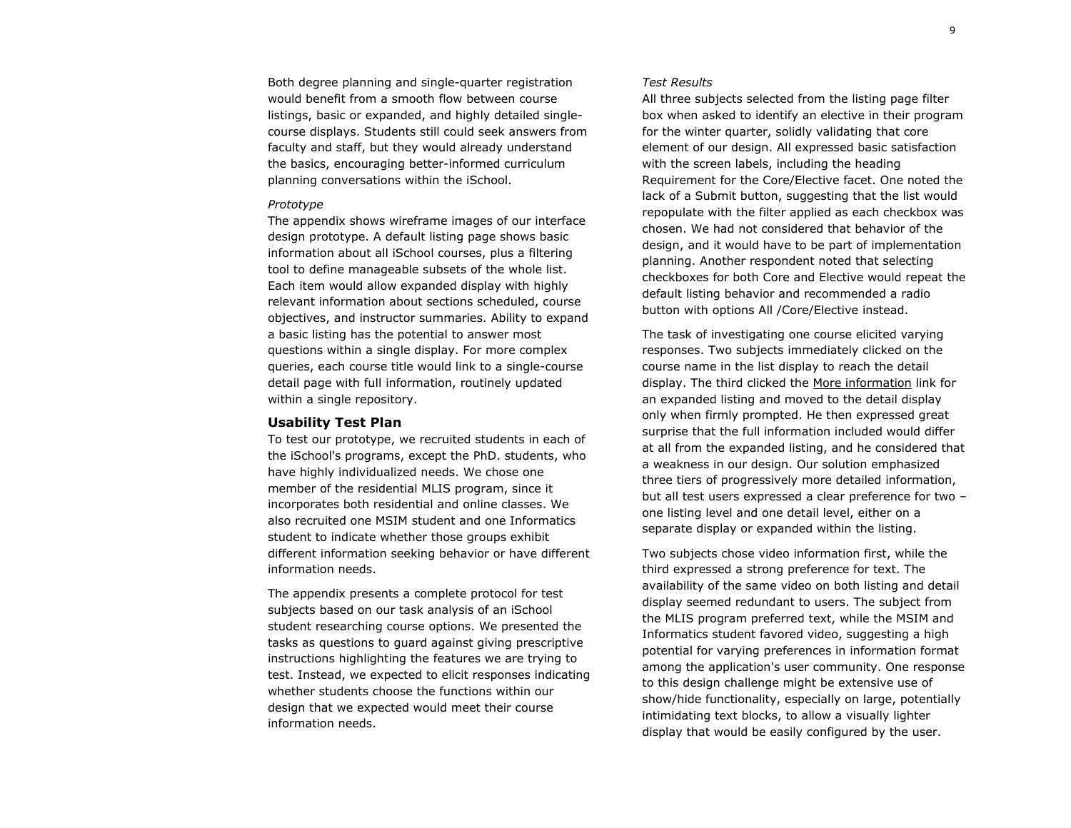Both degree planning and single-quarter registration would benefit from a smooth flow between course listings, basic or expanded, and highly detailed single-course displays. Students still could seek answers from faculty and staff, but they would already understand the basics, encouraging better-informed curriculum planning conversations within the iSchool.

*Prototype*

The appendix shows wireframe images of our interface design prototype. A default listing page shows basic information about all iSchool courses, plus a filtering tool to define manageable subsets of the whole list. Each item would allow expanded display with highly relevant information about sections scheduled, course objectives, and instructor summaries. Ability to expand a basic listing has the potential to answer most questions within a single display. For more complex queries, each course title would link to a single-course detail page with full information, routinely updated within a single repository.

### Usability Test Plan

To test our prototype, we recruited students in each of the iSchool's programs, except the PhD. students, who have highly individualized needs. We chose one member of the residential MLIS program, since it incorporates both residential and online classes. We also recruited one MSIM student and one Informatics student to indicate whether those groups exhibit different information seeking behavior or have different information needs.

The appendix presents a complete protocol for test subjects based on our task analysis of an iSchool student researching course options. We presented the tasks as questions to guard against giving prescriptive instructions highlighting the features we are trying to test. Instead, we expected to elicit responses indicating whether students choose the functions within our design that we expected would meet their course information needs.

*Test Results*

All three subjects selected from the listing page filter box when asked to identify an elective in their program for the winter quarter, solidly validating that core element of our design. All expressed basic satisfaction with the screen labels, including the heading Requirement for the Core/Elective facet. One noted the lack of a Submit button, suggesting that the list would repopulate with the filter applied as each checkbox was chosen. We had not considered that behavior of the design, and it would have to be part of implementation planning. Another respondent noted that selecting checkboxes for both Core and Elective would repeat the default listing behavior and recommended a radio button with options All /Core/Elective instead.

The task of investigating one course elicited varying responses. Two subjects immediately clicked on the course name in the list display to reach the detail display. The third clicked the More information link for an expanded listing and moved to the detail display only when firmly prompted. He then expressed great surprise that the full information included would differ at all from the expanded listing, and he considered that a weakness in our design. Our solution emphasized three tiers of progressively more detailed information, but all test users expressed a clear preference for two – one listing level and one detail level, either on a separate display or expanded within the listing.

Two subjects chose video information first, while the third expressed a strong preference for text. The availability of the same video on both listing and detail display seemed redundant to users. The subject from the MLIS program preferred text, while the MSIM and Informatics student favored video, suggesting a high potential for varying preferences in information format among the application's user community. One response to this design challenge might be extensive use of show/hide functionality, especially on large, potentially intimidating text blocks, to allow a visually lighter display that would be easily configured by the user.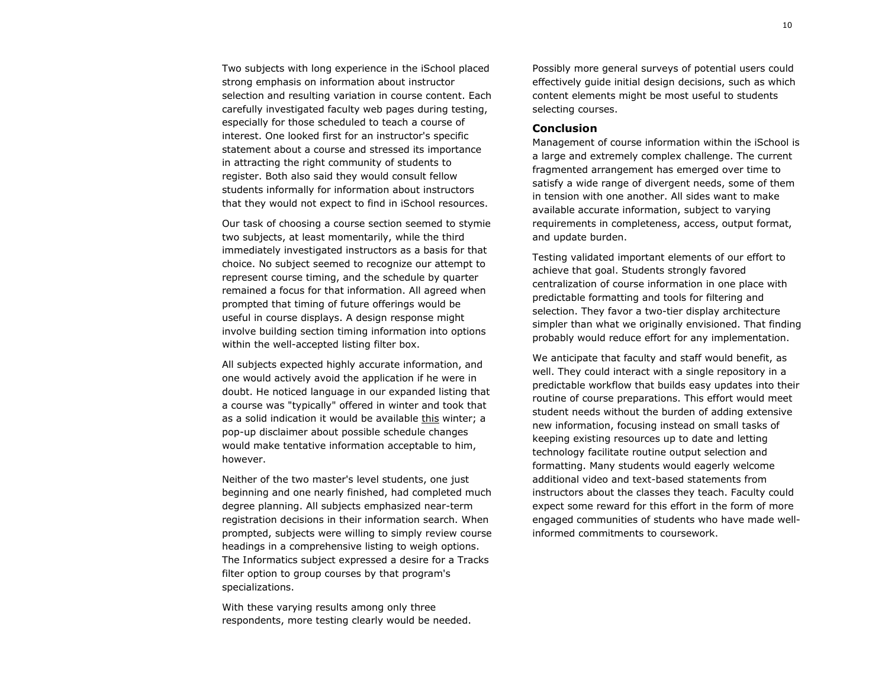Two subjects with long experience in the iSchool placed strong emphasis on information about instructor selection and resulting variation in course content. Each carefully investigated faculty web pages during testing, especially for those scheduled to teach a course of interest. One looked first for an instructor's specific statement about a course and stressed its importance in attracting the right community of students to register. Both also said they would consult fellow students informally for information about instructors that they would not expect to find in iSchool resources.

Our task of choosing a course section seemed to stymie two subjects, at least momentarily, while the third immediately investigated instructors as a basis for that choice. No subject seemed to recognize our attempt to represent course timing, and the schedule by quarter remained a focus for that information. All agreed when prompted that timing of future offerings would be useful in course displays. A design response might involve building section timing information into options within the well-accepted listing filter box.

All subjects expected highly accurate information, and one would actively avoid the application if he were in doubt. He noticed language in our expanded listing that a course was "typically" offered in winter and took that as a solid indication it would be available <u>this</u> winter; a pop-up disclaimer about possible schedule changes would make tentative information acceptable to him, however.

Neither of the two master's level students, one just beginning and one nearly finished, had completed much degree planning. All subjects emphasized near-term registration decisions in their information search. When prompted, subjects were willing to simply review course headings in a comprehensive listing to weigh options. The Informatics subject expressed a desire for a Tracks filter option to group courses by that program's specializations.

With these varying results among only three respondents, more testing clearly would be needed. Possibly more general surveys of potential users could effectively guide initial design decisions, such as which content elements might be most useful to students selecting courses.

## Conclusion

Management of course information within the iSchool is a large and extremely complex challenge. The current fragmented arrangement has emerged over time to satisfy a wide range of divergent needs, some of them in tension with one another. All sides want to make available accurate information, subject to varying requirements in completeness, access, output format, and update burden.

Testing validated important elements of our effort to achieve that goal. Students strongly favored centralization of course information in one place with predictable formatting and tools for filtering and selection. They favor a two-tier display architecture simpler than what we originally envisioned. That finding probably would reduce effort for any implementation.

We anticipate that faculty and staff would benefit, as well. They could interact with a single repository in a predictable workflow that builds easy updates into their routine of course preparations. This effort would meet student needs without the burden of adding extensive new information, focusing instead on small tasks of keeping existing resources up to date and letting technology facilitate routine output selection and formatting. Many students would eagerly welcome additional video and text-based statements from instructors about the classes they teach. Faculty could expect some reward for this effort in the form of more engaged communities of students who have made well-informed commitments to coursework.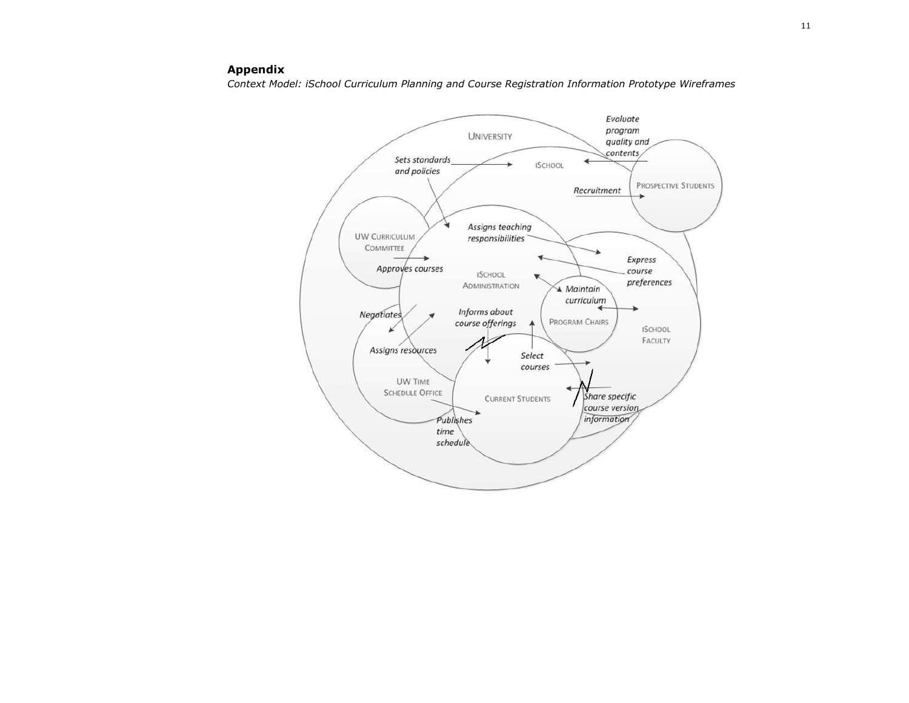## **Appendix**

*Context Model: iSchool Curriculum Planning and Course Registration Information Prototype Wireframes*

UNIVERSITY

ISCHOOL

PROSPECTIVE STUDENTS

UW CURRICULUM COMMITTEE

ISCHOOL ADMINISTRATION

PROGRAM CHAIRS

ISCHOOL FACULTY

UW TIME SCHEDULE OFFICE

CURRENT STUDENTS

*Evaluate program quality and contents*

*Sets standards and policies*

*Recruitment*

*Assigns teaching responsibilities*

*Express course preferences*

*Approves courses*

*Maintain curriculum*

*Negotiates*

*Informs about course offerings*

*Assigns resources*

*Select courses*

*Share specific course version information*

*Publishes time schedule*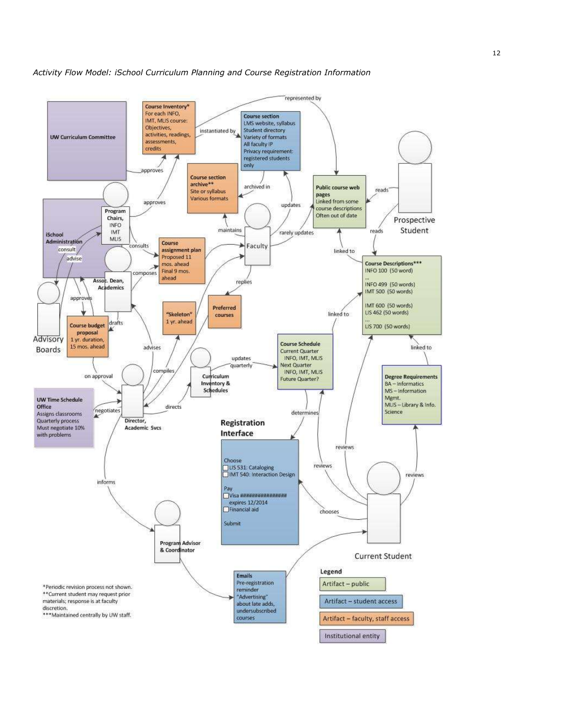*Activity Flow Model: iSchool Curriculum Planning and Course Registration Information*

**UW Curriculum Committee**

**Course Inventory***
For each INFO, IMT, MLIS course:
Objectives, activities, readings, assessments, credits

**Course section**
LMS website, syllabus
Student directory
Variety of formats
All faculty IP
Privacy requirement: registered students only

**Course section archive****
Site or syllabus
Various formats

**Public course web pages**
Linked from some course descriptions
Often out of date

**iSchool Administration**

**Program Chairs,** INFO IMT MLIS

**Assoc. Dean, Academics**

**Course assignment plan**
Proposed 11 mos. ahead
Final 9 mos. ahead

**Faculty**

**Prospective Student**

**Course Descriptions*****
INFO 100 (50 word)
...
INFO 499 (50 words)
IMT 500 (50 words)

IMT 600 (50 words)
LIS 462 (50 words)
...
LIS 700 (50 words)

**Advisory Boards**

**Course budget proposal**
1 yr. duration, 15 mos. ahead

**"Skeleton"**
1 yr. ahead

**Preferred courses**

**Course Schedule**
Current Quarter
INFO, IMT, MLIS
Next Quarter
INFO, IMT, MLIS
Future Quarter?

**Degree Requirements**
BA – Informatics
MS – Information Mgmt.
MLIS – Library & Info. Science

**Curriculum Inventory & Schedules**

**UW Time Schedule Office**
Assigns classrooms
Quarterly process
Must negotiate 10% with problems

**Director, Academic Svcs**

**Registration Interface**

Choose
☐ LIS 531: Cataloging
☐ IMT 540: Interaction Design

Pay
☐ Visa ################
expires 12/2014
☐ Financial aid

Submit

**Current Student**

**Program Advisor & Coordinator**

**Emails**
Pre-registration reminder
"Advertising" about late adds, undersubscribed courses

Relationships: represented by; instantiated by; approves; archived in; updates; reads; maintains; rarely updates; consults; composes; linked to; replies; consult; advise; approves; drafts; advises; compiles; updates quarterly; on approval; negotiates; directs; determines; reviews; chooses; informs.

**Legend**
- Artifact – public
- Artifact – student access
- Artifact – faculty, staff access
- Institutional entity

*Periodic revision process not shown.
**Current student may request prior materials; response is at faculty discretion.
***Maintained centrally by UW staff.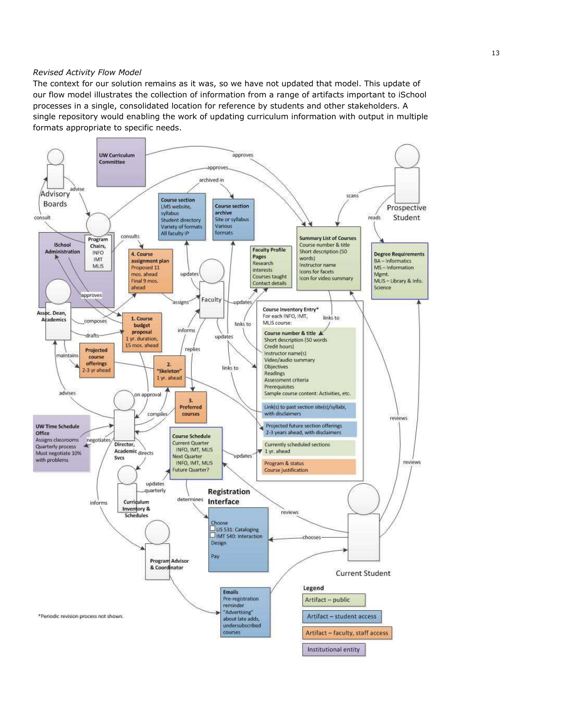*Revised Activity Flow Model*

The context for our solution remains as it was, so we have not updated that model. This update of our flow model illustrates the collection of information from a range of artifacts important to iSchool processes in a single, consolidated location for reference by students and other stakeholders. A single repository would enabling the work of updating curriculum information with output in multiple formats appropriate to specific needs.

Advisory Boards

UW Curriculum Committee

Prospective Student

iSchool Administration

Program Chairs, INFO IMT MLIS

Assoc. Dean, Academics

Faculty

Course section
LMS website, syllabus
Student directory
Variety of formats
All faculty IP

Course section archive
Site or syllabus
Various formats

Faculty Profile Pages
Research interests
Courses taught
Contact details

Summary List of Courses
Course number & title
Short description (50 words)
Instructor name
Icons for facets
Icon for video summary

Degree Requirements
BA – Informatics
MS – Information Mgmt.
MLIS – Library & Info. Science

4. Course assignment plan
Proposed 11 mos. ahead
Final 9 mos. ahead

1. Course budget proposal
1 yr. duration, 15 mos. ahead

Projected course offerings
2-3 yr ahead

2. "Skeleton"
1 yr. ahead

3. Preferred courses

Course Inventory Entry*
For each INFO, IMT, MLIS course:

Course number & title
Short description (50 words)
Credit hours)
Instructor name(s)
Video/audio summary
Objectives
Readings
Assessment criteria
Prerequisites
Sample course content: Activities, etc.

Link(s) to past section site(s)/syllabi, with disclaimers

Projected future section offerings
2-3 years ahead, with disclaimers

Currently scheduled sections
1 yr. ahead

Program & status
Course justification

UW Time Schedule Office
Assigns classrooms
Quarterly process
Must negotiate 10% with problems

Director, Academic Svcs

Course Schedule
Current Quarter
INFO, IMT, MLIS
Next Quarter
INFO, IMT, MLIS
Future Quarter?

Curriculum Inventory & Schedules

Registration Interface

Choose
☐ LIS 531: Cataloging
☐ IMT 540: Interaction Design

Pay

Current Student

Program Advisor & Coordinator

Emails
Pre-registration reminder
"Advertising" about late adds, undersubscribed courses

Legend
- Artifact – public
- Artifact – student access
- Artifact – faculty, staff access
- Institutional entity

*Periodic revision process not shown.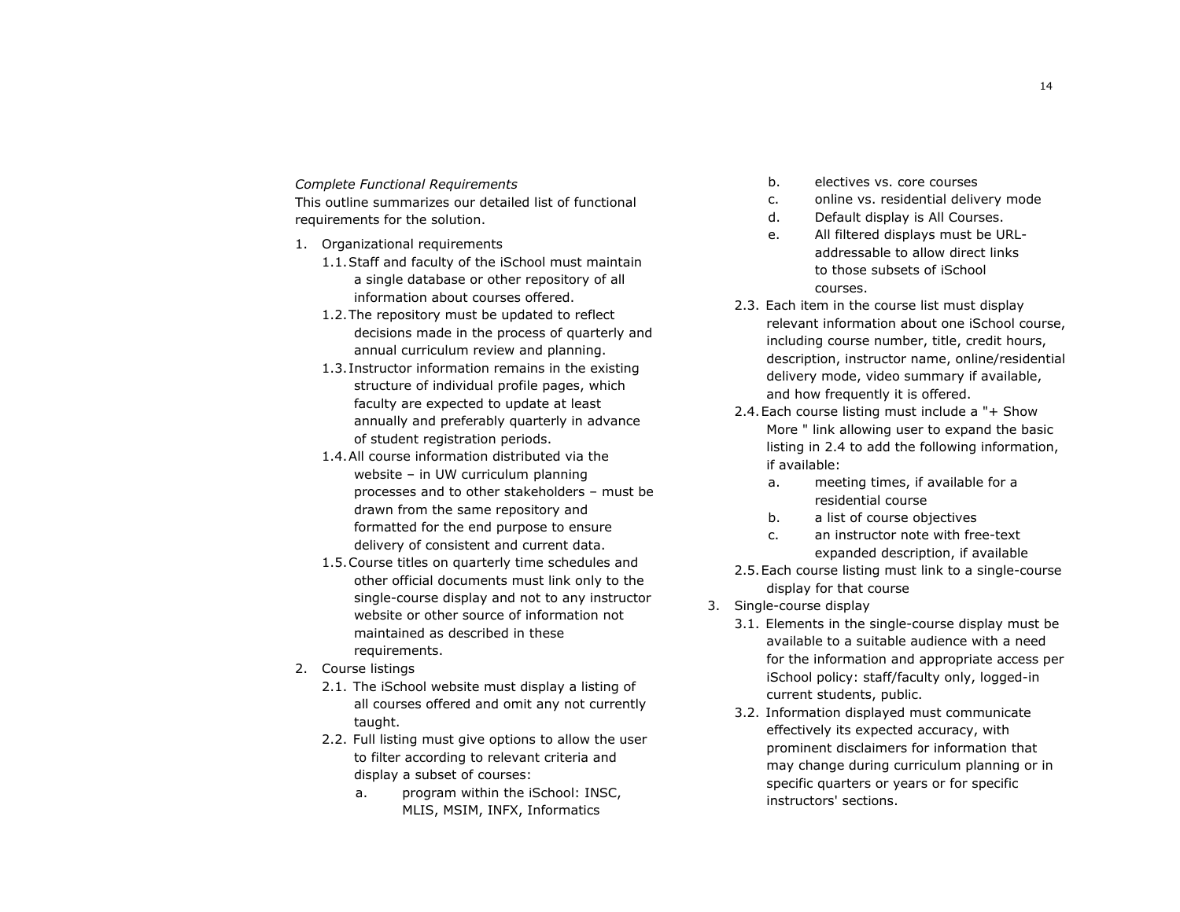*Complete Functional Requirements*

This outline summarizes our detailed list of functional requirements for the solution.

1. Organizational requirements
   - 1.1. Staff and faculty of the iSchool must maintain a single database or other repository of all information about courses offered.
   - 1.2. The repository must be updated to reflect decisions made in the process of quarterly and annual curriculum review and planning.
   - 1.3. Instructor information remains in the existing structure of individual profile pages, which faculty are expected to update at least annually and preferably quarterly in advance of student registration periods.
   - 1.4. All course information distributed via the website – in UW curriculum planning processes and to other stakeholders – must be drawn from the same repository and formatted for the end purpose to ensure delivery of consistent and current data.
   - 1.5. Course titles on quarterly time schedules and other official documents must link only to the single-course display and not to any instructor website or other source of information not maintained as described in these requirements.
2. Course listings
   - 2.1. The iSchool website must display a listing of all courses offered and omit any not currently taught.
   - 2.2. Full listing must give options to allow the user to filter according to relevant criteria and display a subset of courses:
     - a. program within the iSchool: INSC, MLIS, MSIM, INFX, Informatics
     - b. electives vs. core courses
     - c. online vs. residential delivery mode
     - d. Default display is All Courses.
     - e. All filtered displays must be URL-addressable to allow direct links to those subsets of iSchool courses.
   - 2.3. Each item in the course list must display relevant information about one iSchool course, including course number, title, credit hours, description, instructor name, online/residential delivery mode, video summary if available, and how frequently it is offered.
   - 2.4. Each course listing must include a "+ Show More " link allowing user to expand the basic listing in 2.4 to add the following information, if available:
     - a. meeting times, if available for a residential course
     - b. a list of course objectives
     - c. an instructor note with free-text expanded description, if available
   - 2.5. Each course listing must link to a single-course display for that course
3. Single-course display
   - 3.1. Elements in the single-course display must be available to a suitable audience with a need for the information and appropriate access per iSchool policy: staff/faculty only, logged-in current students, public.
   - 3.2. Information displayed must communicate effectively its expected accuracy, with prominent disclaimers for information that may change during curriculum planning or in specific quarters or years or for specific instructors' sections.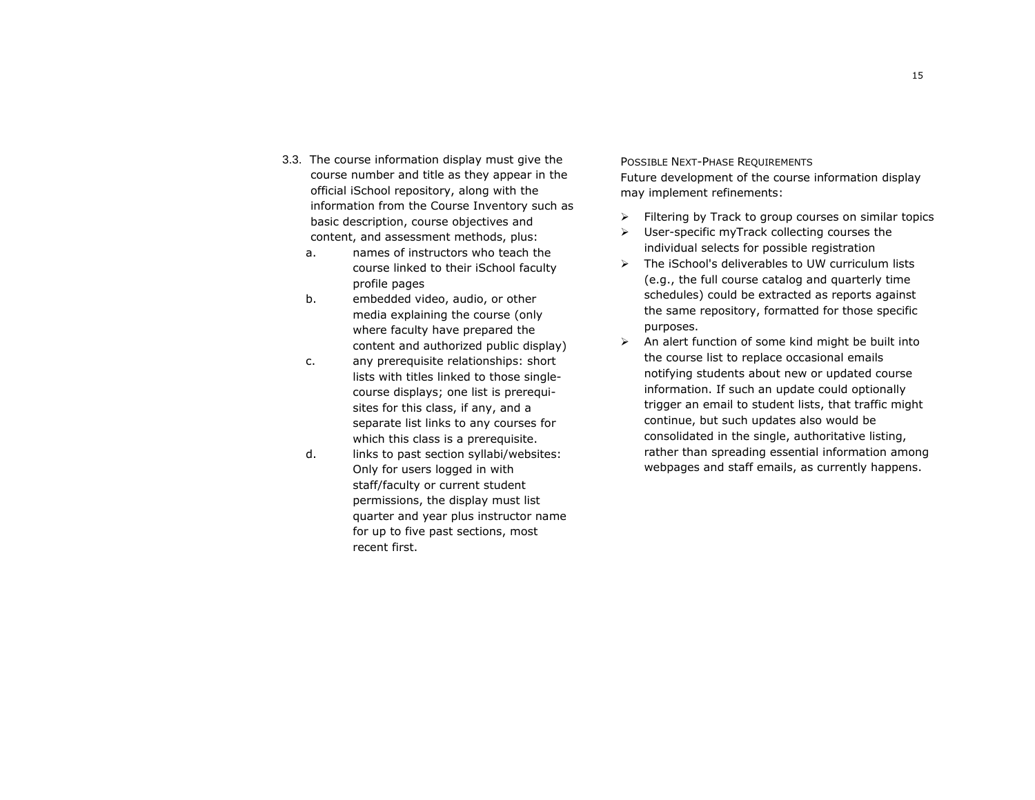3.3. The course information display must give the course number and title as they appear in the official iSchool repository, along with the information from the Course Inventory such as basic description, course objectives and content, and assessment methods, plus:

   a. names of instructors who teach the course linked to their iSchool faculty profile pages
   b. embedded video, audio, or other media explaining the course (only where faculty have prepared the content and authorized public display)
   c. any prerequisite relationships: short lists with titles linked to those single-course displays; one list is prerequisites for this class, if any, and a separate list links to any courses for which this class is a prerequisite.
   d. links to past section syllabi/websites: Only for users logged in with staff/faculty or current student permissions, the display must list quarter and year plus instructor name for up to five past sections, most recent first.

POSSIBLE NEXT-PHASE REQUIREMENTS

Future development of the course information display may implement refinements:

- Filtering by Track to group courses on similar topics
- User-specific myTrack collecting courses the individual selects for possible registration
- The iSchool's deliverables to UW curriculum lists (e.g., the full course catalog and quarterly time schedules) could be extracted as reports against the same repository, formatted for those specific purposes.
- An alert function of some kind might be built into the course list to replace occasional emails notifying students about new or updated course information. If such an update could optionally trigger an email to student lists, that traffic might continue, but such updates also would be consolidated in the single, authoritative listing, rather than spreading essential information among webpages and staff emails, as currently happens.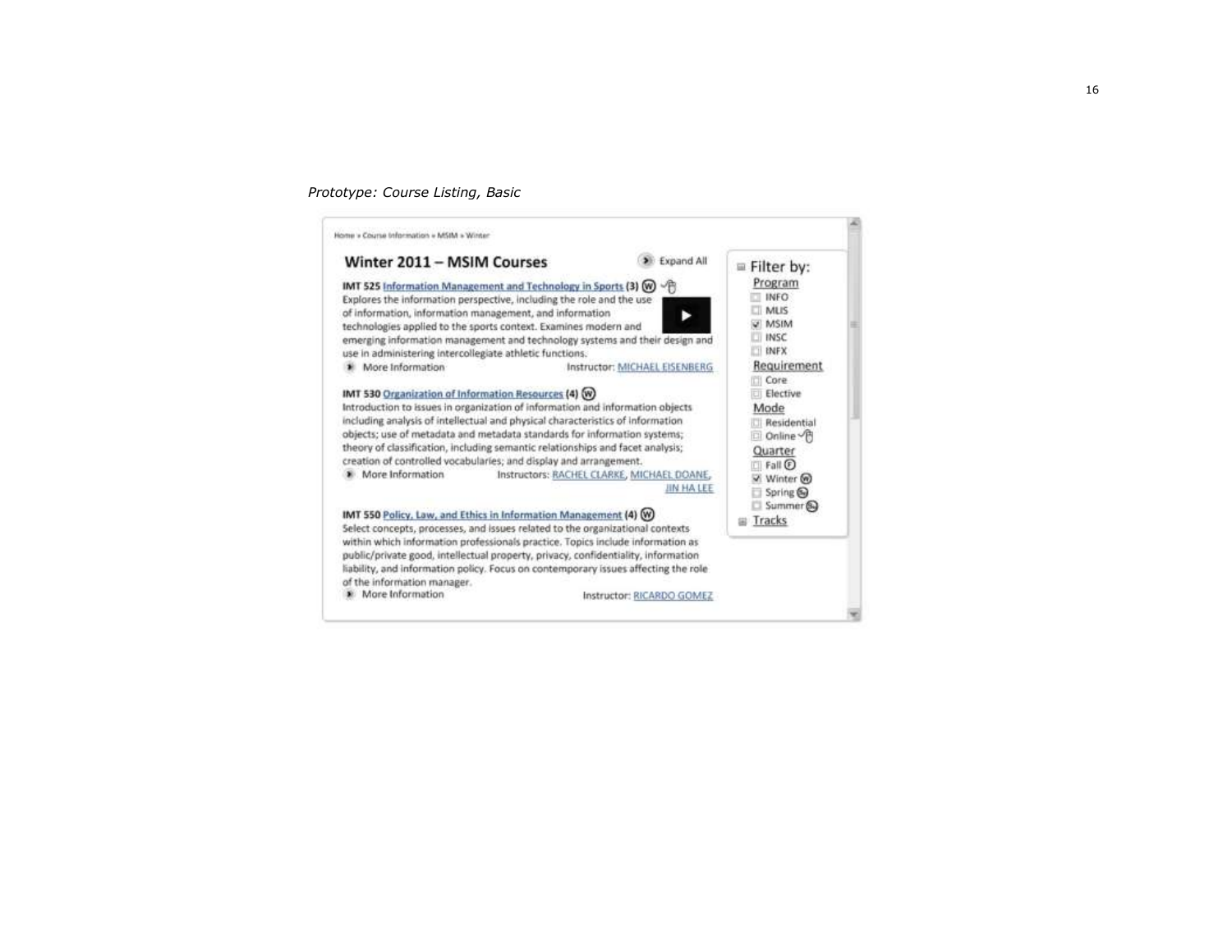*Prototype: Course Listing, Basic*

Home » Course Information » MSIM » Winter

## Winter 2011 – MSIM Courses

Expand All

**IMT 525** Information Management and Technology in Sports **(3)** (W)

Explores the information perspective, including the role and the use of information, information management, and information technologies applied to the sports context. Examines modern and emerging information management and technology systems and their design and use in administering intercollegiate athletic functions.

More Information — Instructor: MICHAEL EISENBERG

**IMT 530** Organization of Information Resources **(4)** (W)

Introduction to issues in organization of information and information objects including analysis of intellectual and physical characteristics of information objects; use of metadata and metadata standards for information systems; theory of classification, including semantic relationships and facet analysis; creation of controlled vocabularies; and display and arrangement.

More Information — Instructors: RACHEL CLARKE, MICHAEL DOANE, JIN HA LEE

**IMT 550** Policy, Law, and Ethics in Information Management **(4)** (W)

Select concepts, processes, and issues related to the organizational contexts within which information professionals practice. Topics include information as public/private good, intellectual property, privacy, confidentiality, information liability, and information policy. Focus on contemporary issues affecting the role of the information manager.

More Information — Instructor: RICARDO GOMEZ

**Filter by:**

Program
- [ ] INFO
- [ ] MLIS
- [x] MSIM
- [ ] INSC
- [ ] INFX

Requirement
- [ ] Core
- [ ] Elective

Mode
- [ ] Residential
- [ ] Online

Quarter
- [ ] Fall (F)
- [x] Winter (W)
- [ ] Spring (Sp)
- [ ] Summer (Su)

Tracks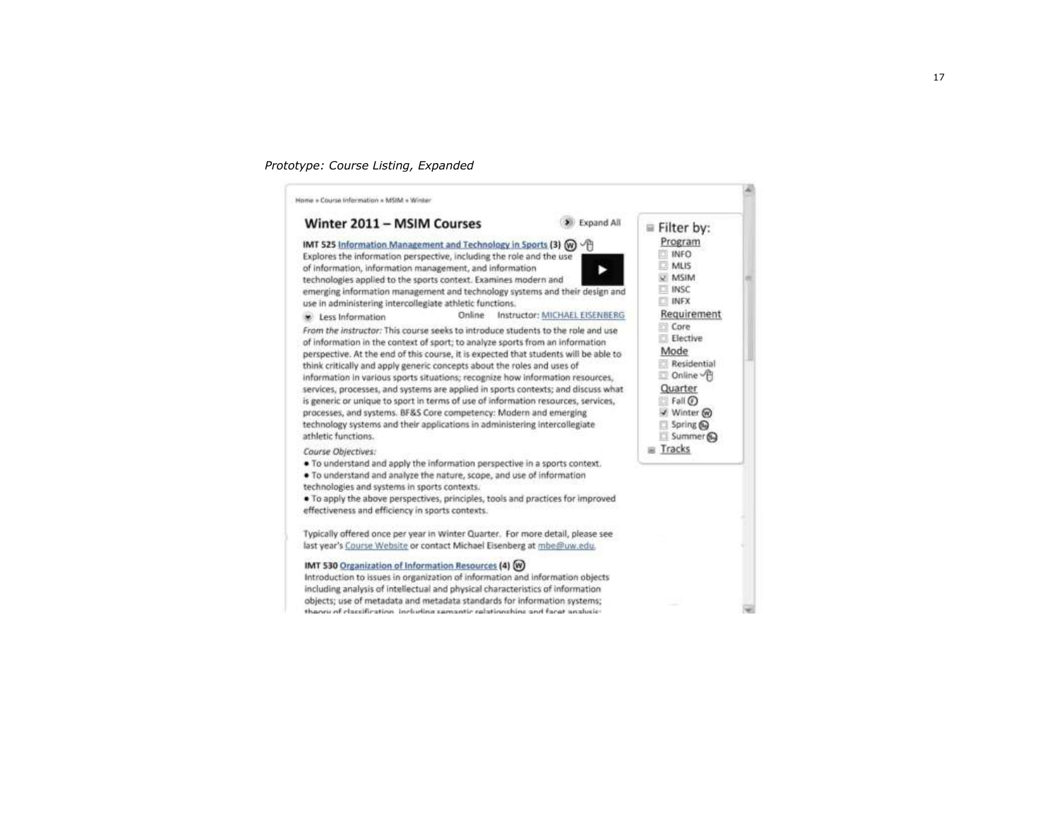*Prototype: Course Listing, Expanded*

Home » Course Information » MSIM » Winter

## Winter 2011 – MSIM Courses

Expand All

**IMT 525 Information Management and Technology in Sports (3)** Ⓦ

Explores the information perspective, including the role and the use of information, information management, and information technologies applied to the sports context. Examines modern and emerging information management and technology systems and their design and use in administering intercollegiate athletic functions.

Less Information   Online   Instructor: MICHAEL EISENBERG

*From the instructor:* This course seeks to introduce students to the role and use of information in the context of sport; to analyze sports from an information perspective. At the end of this course, it is expected that students will be able to think critically and apply generic concepts about the roles and uses of information in various sports situations; recognize how information resources, services, processes, and systems are applied in sports contexts; and discuss what is generic or unique to sport in terms of use of information resources, services, processes, and systems. BF&S Core competency: Modern and emerging technology systems and their applications in administering intercollegiate athletic functions.

*Course Objectives:*

- To understand and apply the information perspective in a sports context.
- To understand and analyze the nature, scope, and use of information technologies and systems in sports contexts.
- To apply the above perspectives, principles, tools and practices for improved effectiveness and efficiency in sports contexts.

Typically offered once per year in Winter Quarter. For more detail, please see last year's Course Website or contact Michael Eisenberg at mbe@uw.edu.

**IMT 530 Organization of Information Resources (4)** Ⓦ

Introduction to issues in organization of information and information objects including analysis of intellectual and physical characteristics of information objects; use of metadata and metadata standards for information systems; theory of classification, including semantic relationships and facet analysis;

**Filter by:**

Program
- [ ] INFO
- [ ] MLIS
- [x] MSIM
- [ ] INSC
- [ ] INFX

Requirement
- [ ] Core
- [ ] Elective

Mode
- [ ] Residential
- [ ] Online

Quarter
- [ ] Fall Ⓕ
- [x] Winter Ⓦ
- [ ] Spring Ⓢ
- [ ] Summer Ⓢ

Tracks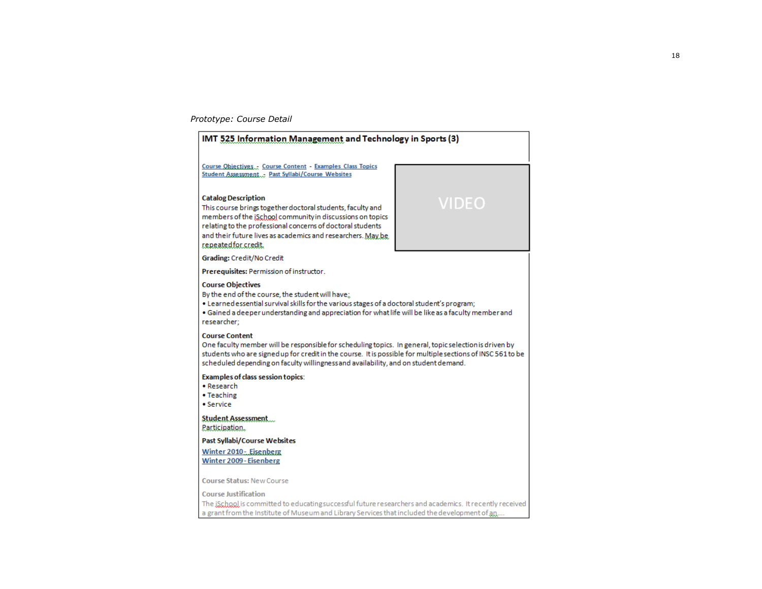*Prototype: Course Detail*

**IMT 525 Information Management and Technology in Sports (3)**

Course Objectives - Course Content - Examples Class Topics
Student Assessment - Past Syllabi/Course Websites

VIDEO

**Catalog Description**
This course brings together doctoral students, faculty and members of the iSchool community in discussions on topics relating to the professional concerns of doctoral students and their future lives as academics and researchers. May be repeated for credit.

**Grading:** Credit/No Credit

**Prerequisites:** Permission of instructor.

**Course Objectives**
By the end of the course, the student will have;
- Learned essential survival skills for the various stages of a doctoral student's program;
- Gained a deeper understanding and appreciation for what life will be like as a faculty member and researcher;

**Course Content**
One faculty member will be responsible for scheduling topics. In general, topic selection is driven by students who are signed up for credit in the course. It is possible for multiple sections of INSC 561 to be scheduled depending on faculty willingness and availability, and on student demand.

**Examples of class session topics**:
- Research
- Teaching
- Service

**Student Assessment**
Participation

**Past Syllabi/Course Websites**
Winter 2010 - Eisenberg
Winter 2009 - Eisenberg

**Course Status:** New Course

**Course Justification**
The iSchool is committed to educating successful future researchers and academics. It recently received a grant from the Institute of Museum and Library Services that included the development of an....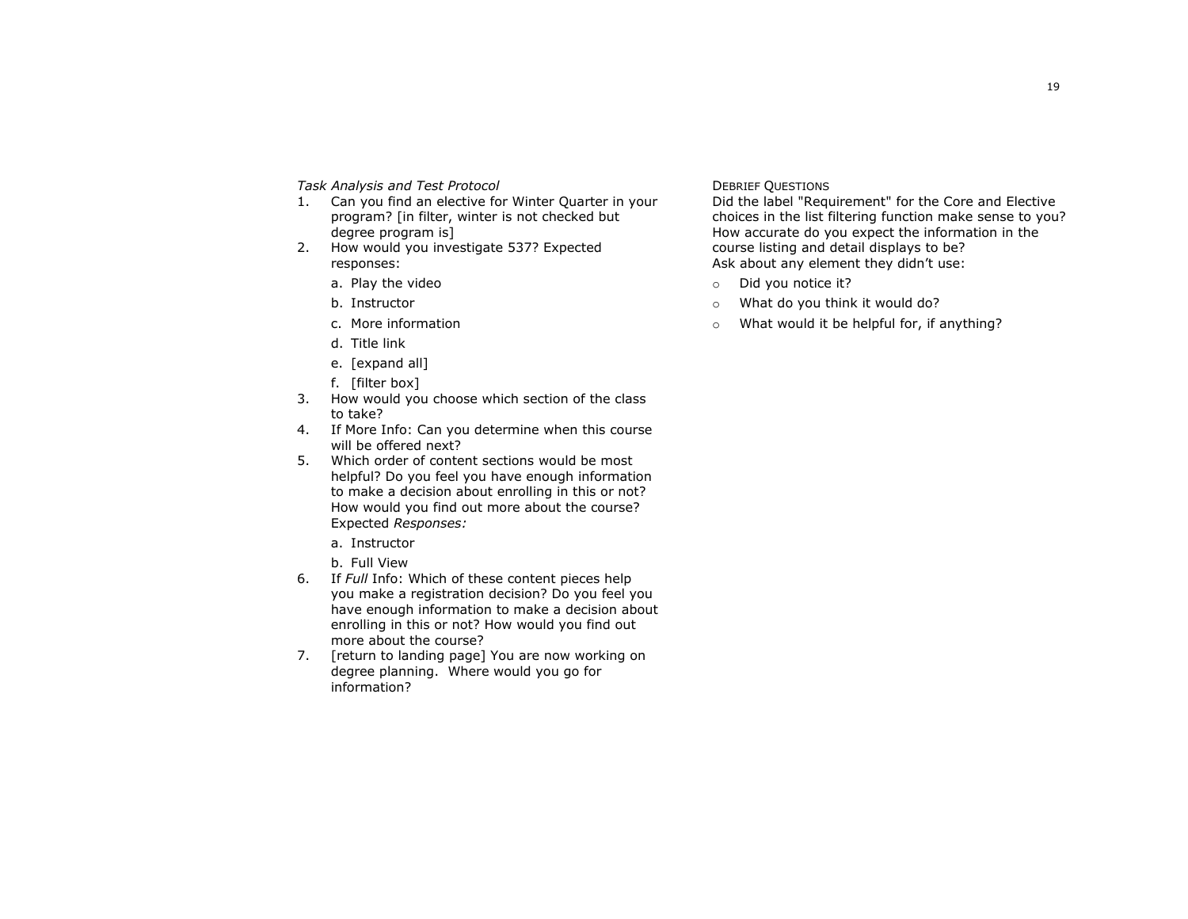*Task Analysis and Test Protocol*

1. Can you find an elective for Winter Quarter in your program? [in filter, winter is not checked but degree program is]
2. How would you investigate 537? Expected responses:
   a. Play the video
   b. Instructor
   c. More information
   d. Title link
   e. [expand all]
   f. [filter box]
3. How would you choose which section of the class to take?
4. If More Info: Can you determine when this course will be offered next?
5. Which order of content sections would be most helpful? Do you feel you have enough information to make a decision about enrolling in this or not? How would you find out more about the course? Expected *Responses:*
   a. Instructor
   b. Full View
6. If *Full* Info: Which of these content pieces help you make a registration decision? Do you feel you have enough information to make a decision about enrolling in this or not? How would you find out more about the course?
7. [return to landing page] You are now working on degree planning. Where would you go for information?

DEBRIEF QUESTIONS

Did the label "Requirement" for the Core and Elective choices in the list filtering function make sense to you?
How accurate do you expect the information in the course listing and detail displays to be?
Ask about any element they didn't use:

- Did you notice it?
- What do you think it would do?
- What would it be helpful for, if anything?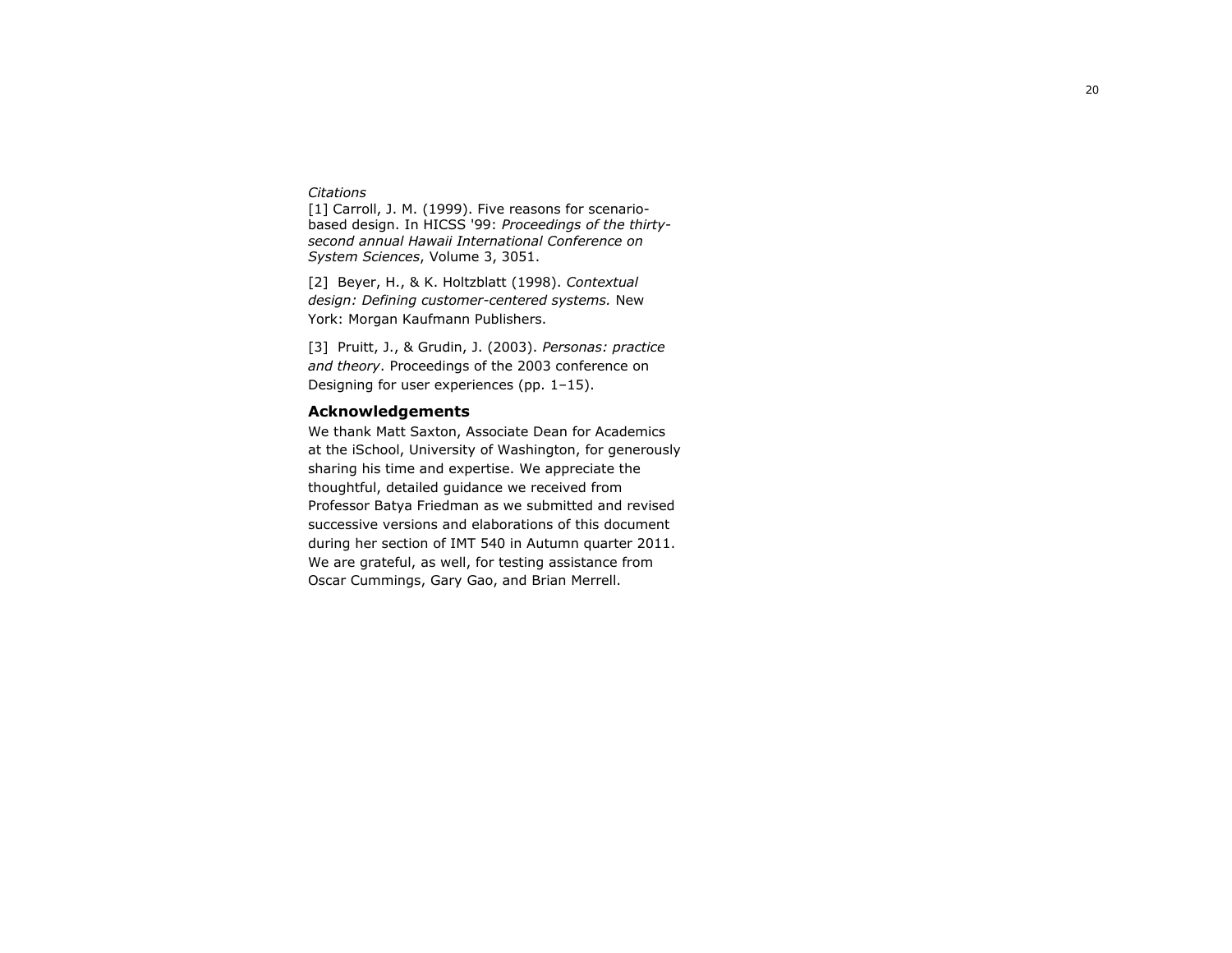*Citations*

[1] Carroll, J. M. (1999). Five reasons for scenario-based design. In HICSS '99: *Proceedings of the thirty-second annual Hawaii International Conference on System Sciences*, Volume 3, 3051.

[2] Beyer, H., & K. Holtzblatt (1998). *Contextual design: Defining customer-centered systems.* New York: Morgan Kaufmann Publishers.

[3] Pruitt, J., & Grudin, J. (2003). *Personas: practice and theory*. Proceedings of the 2003 conference on Designing for user experiences (pp. 1–15).

## Acknowledgements

We thank Matt Saxton, Associate Dean for Academics at the iSchool, University of Washington, for generously sharing his time and expertise. We appreciate the thoughtful, detailed guidance we received from Professor Batya Friedman as we submitted and revised successive versions and elaborations of this document during her section of IMT 540 in Autumn quarter 2011. We are grateful, as well, for testing assistance from Oscar Cummings, Gary Gao, and Brian Merrell.